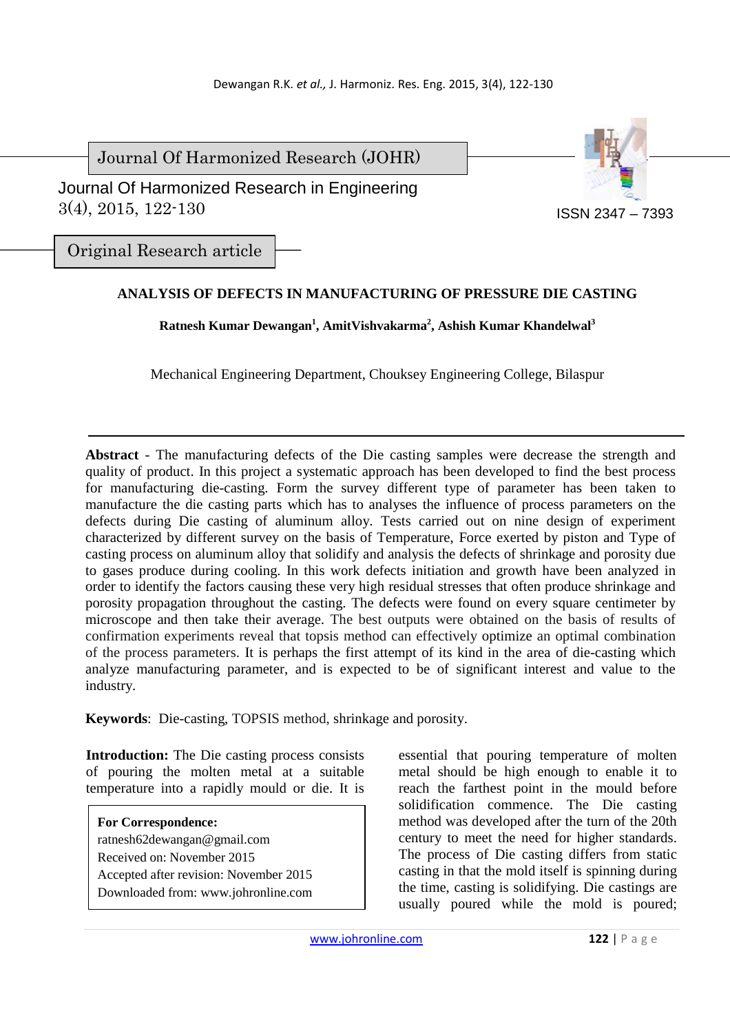Journal Of Harmonized Research (JOHR)

Journal Of Harmonized Research in Engineering
3(4), 2015, 122-130

ISSN 2347 – 7393

Original Research article

# ANALYSIS OF DEFECTS IN MANUFACTURING OF PRESSURE DIE CASTING

**Ratnesh Kumar Dewangan[1], AmitVishvakarma[2], Ashish Kumar Khandelwal[3]**

Mechanical Engineering Department, Chouksey Engineering College, Bilaspur

---

**Abstract** - The manufacturing defects of the Die casting samples were decrease the strength and quality of product. In this project a systematic approach has been developed to find the best process for manufacturing die-casting. Form the survey different type of parameter has been taken to manufacture the die casting parts which has to analyses the influence of process parameters on the defects during Die casting of aluminum alloy. Tests carried out on nine design of experiment characterized by different survey on the basis of Temperature, Force exerted by piston and Type of casting process on aluminum alloy that solidify and analysis the defects of shrinkage and porosity due to gases produce during cooling. In this work defects initiation and growth have been analyzed in order to identify the factors causing these very high residual stresses that often produce shrinkage and porosity propagation throughout the casting. The defects were found on every square centimeter by microscope and then take their average. The best outputs were obtained on the basis of results of confirmation experiments reveal that topsis method can effectively optimize an optimal combination of the process parameters. It is perhaps the first attempt of its kind in the area of die-casting which analyze manufacturing parameter, and is expected to be of significant interest and value to the industry.

**Keywords**: Die-casting, TOPSIS method, shrinkage and porosity.

**Introduction:** The Die casting process consists of pouring the molten metal at a suitable temperature into a rapidly mould or die. It is essential that pouring temperature of molten metal should be high enough to enable it to reach the farthest point in the mould before solidification commence. The Die casting method was developed after the turn of the 20th century to meet the need for higher standards. The process of Die casting differs from static casting in that the mold itself is spinning during the time, casting is solidifying. Die castings are usually poured while the mold is poured;

**For Correspondence:**
ratnesh62dewangan@gmail.com
Received on: November 2015
Accepted after revision: November 2015
Downloaded from: www.johronline.com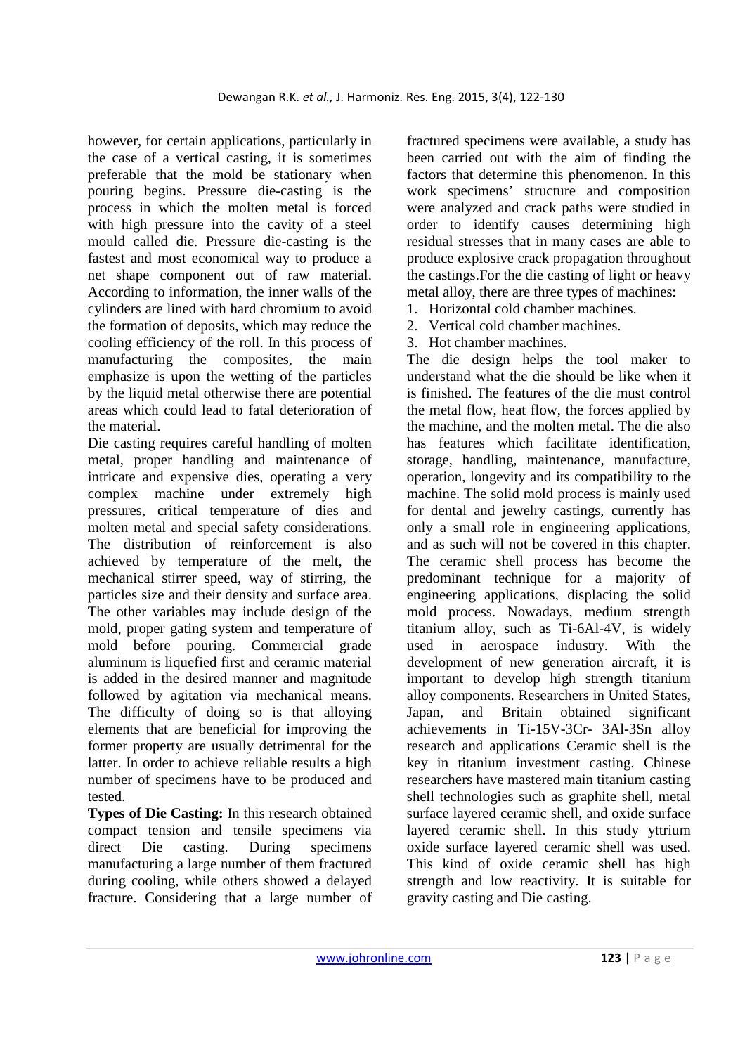however, for certain applications, particularly in the case of a vertical casting, it is sometimes preferable that the mold be stationary when pouring begins. Pressure die-casting is the process in which the molten metal is forced with high pressure into the cavity of a steel mould called die. Pressure die-casting is the fastest and most economical way to produce a net shape component out of raw material. According to information, the inner walls of the cylinders are lined with hard chromium to avoid the formation of deposits, which may reduce the cooling efficiency of the roll. In this process of manufacturing the composites, the main emphasize is upon the wetting of the particles by the liquid metal otherwise there are potential areas which could lead to fatal deterioration of the material.

Die casting requires careful handling of molten metal, proper handling and maintenance of intricate and expensive dies, operating a very complex machine under extremely high pressures, critical temperature of dies and molten metal and special safety considerations. The distribution of reinforcement is also achieved by temperature of the melt, the mechanical stirrer speed, way of stirring, the particles size and their density and surface area. The other variables may include design of the mold, proper gating system and temperature of mold before pouring. Commercial grade aluminum is liquefied first and ceramic material is added in the desired manner and magnitude followed by agitation via mechanical means. The difficulty of doing so is that alloying elements that are beneficial for improving the former property are usually detrimental for the latter. In order to achieve reliable results a high number of specimens have to be produced and tested.

**Types of Die Casting:** In this research obtained compact tension and tensile specimens via direct Die casting. During specimens manufacturing a large number of them fractured during cooling, while others showed a delayed fracture. Considering that a large number of fractured specimens were available, a study has been carried out with the aim of finding the factors that determine this phenomenon. In this work specimens' structure and composition were analyzed and crack paths were studied in order to identify causes determining high residual stresses that in many cases are able to produce explosive crack propagation throughout the castings.For the die casting of light or heavy metal alloy, there are three types of machines:

1. Horizontal cold chamber machines.
2. Vertical cold chamber machines.
3. Hot chamber machines.

The die design helps the tool maker to understand what the die should be like when it is finished. The features of the die must control the metal flow, heat flow, the forces applied by the machine, and the molten metal. The die also has features which facilitate identification, storage, handling, maintenance, manufacture, operation, longevity and its compatibility to the machine. The solid mold process is mainly used for dental and jewelry castings, currently has only a small role in engineering applications, and as such will not be covered in this chapter. The ceramic shell process has become the predominant technique for a majority of engineering applications, displacing the solid mold process. Nowadays, medium strength titanium alloy, such as Ti-6Al-4V, is widely used in aerospace industry. With the development of new generation aircraft, it is important to develop high strength titanium alloy components. Researchers in United States, Japan, and Britain obtained significant achievements in Ti-15V-3Cr- 3Al-3Sn alloy research and applications Ceramic shell is the key in titanium investment casting. Chinese researchers have mastered main titanium casting shell technologies such as graphite shell, metal surface layered ceramic shell, and oxide surface layered ceramic shell. In this study yttrium oxide surface layered ceramic shell was used. This kind of oxide ceramic shell has high strength and low reactivity. It is suitable for gravity casting and Die casting.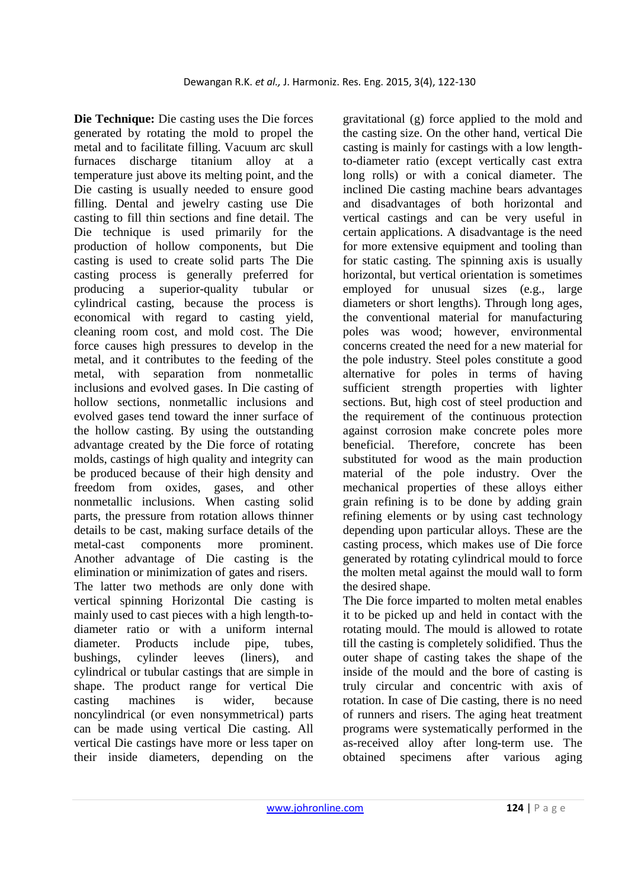**Die Technique:** Die casting uses the Die forces generated by rotating the mold to propel the metal and to facilitate filling. Vacuum arc skull furnaces discharge titanium alloy at a temperature just above its melting point, and the Die casting is usually needed to ensure good filling. Dental and jewelry casting use Die casting to fill thin sections and fine detail. The Die technique is used primarily for the production of hollow components, but Die casting is used to create solid parts The Die casting process is generally preferred for producing a superior-quality tubular or cylindrical casting, because the process is economical with regard to casting yield, cleaning room cost, and mold cost. The Die force causes high pressures to develop in the metal, and it contributes to the feeding of the metal, with separation from nonmetallic inclusions and evolved gases. In Die casting of hollow sections, nonmetallic inclusions and evolved gases tend toward the inner surface of the hollow casting. By using the outstanding advantage created by the Die force of rotating molds, castings of high quality and integrity can be produced because of their high density and freedom from oxides, gases, and other nonmetallic inclusions. When casting solid parts, the pressure from rotation allows thinner details to be cast, making surface details of the metal-cast components more prominent. Another advantage of Die casting is the elimination or minimization of gates and risers.

The latter two methods are only done with vertical spinning Horizontal Die casting is mainly used to cast pieces with a high length-to-diameter ratio or with a uniform internal diameter. Products include pipe, tubes, bushings, cylinder leeves (liners), and cylindrical or tubular castings that are simple in shape. The product range for vertical Die casting machines is wider, because noncylindrical (or even nonsymmetrical) parts can be made using vertical Die casting. All vertical Die castings have more or less taper on their inside diameters, depending on the gravitational (g) force applied to the mold and the casting size. On the other hand, vertical Die casting is mainly for castings with a low length-to-diameter ratio (except vertically cast extra long rolls) or with a conical diameter. The inclined Die casting machine bears advantages and disadvantages of both horizontal and vertical castings and can be very useful in certain applications. A disadvantage is the need for more extensive equipment and tooling than for static casting. The spinning axis is usually horizontal, but vertical orientation is sometimes employed for unusual sizes (e.g., large diameters or short lengths). Through long ages, the conventional material for manufacturing poles was wood; however, environmental concerns created the need for a new material for the pole industry. Steel poles constitute a good alternative for poles in terms of having sufficient strength properties with lighter sections. But, high cost of steel production and the requirement of the continuous protection against corrosion make concrete poles more beneficial. Therefore, concrete has been substituted for wood as the main production material of the pole industry. Over the mechanical properties of these alloys either grain refining is to be done by adding grain refining elements or by using cast technology depending upon particular alloys. These are the casting process, which makes use of Die force generated by rotating cylindrical mould to force the molten metal against the mould wall to form the desired shape.

The Die force imparted to molten metal enables it to be picked up and held in contact with the rotating mould. The mould is allowed to rotate till the casting is completely solidified. Thus the outer shape of casting takes the shape of the inside of the mould and the bore of casting is truly circular and concentric with axis of rotation. In case of Die casting, there is no need of runners and risers. The aging heat treatment programs were systematically performed in the as-received alloy after long-term use. The obtained specimens after various aging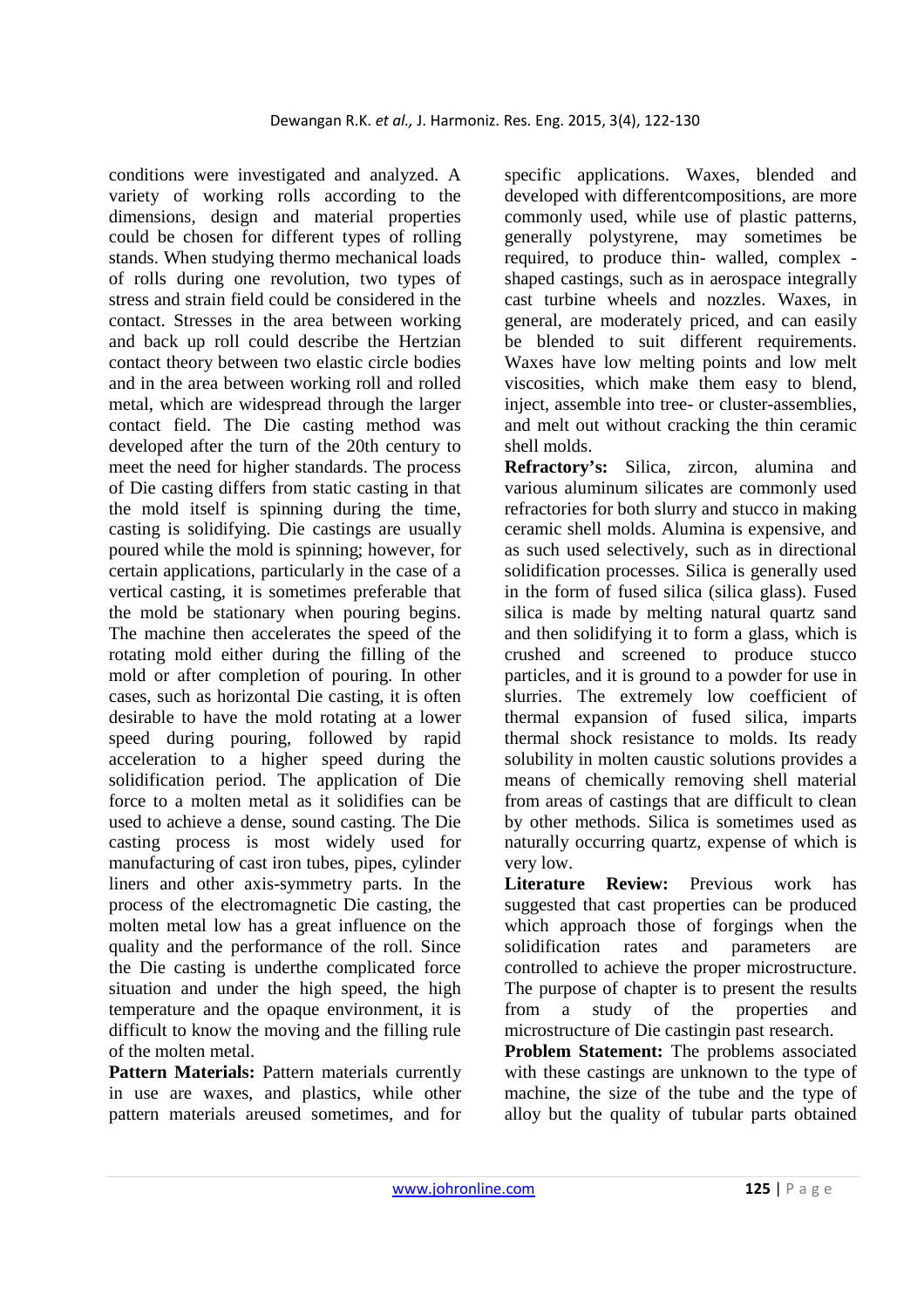conditions were investigated and analyzed. A variety of working rolls according to the dimensions, design and material properties could be chosen for different types of rolling stands. When studying thermo mechanical loads of rolls during one revolution, two types of stress and strain field could be considered in the contact. Stresses in the area between working and back up roll could describe the Hertzian contact theory between two elastic circle bodies and in the area between working roll and rolled metal, which are widespread through the larger contact field. The Die casting method was developed after the turn of the 20th century to meet the need for higher standards. The process of Die casting differs from static casting in that the mold itself is spinning during the time, casting is solidifying. Die castings are usually poured while the mold is spinning; however, for certain applications, particularly in the case of a vertical casting, it is sometimes preferable that the mold be stationary when pouring begins. The machine then accelerates the speed of the rotating mold either during the filling of the mold or after completion of pouring. In other cases, such as horizontal Die casting, it is often desirable to have the mold rotating at a lower speed during pouring, followed by rapid acceleration to a higher speed during the solidification period. The application of Die force to a molten metal as it solidifies can be used to achieve a dense, sound casting. The Die casting process is most widely used for manufacturing of cast iron tubes, pipes, cylinder liners and other axis-symmetry parts. In the process of the electromagnetic Die casting, the molten metal low has a great influence on the quality and the performance of the roll. Since the Die casting is underthe complicated force situation and under the high speed, the high temperature and the opaque environment, it is difficult to know the moving and the filling rule of the molten metal.

**Pattern Materials:** Pattern materials currently in use are waxes, and plastics, while other pattern materials areused sometimes, and for specific applications. Waxes, blended and developed with differentcompositions, are more commonly used, while use of plastic patterns, generally polystyrene, may sometimes be required, to produce thin- walled, complex -shaped castings, such as in aerospace integrally cast turbine wheels and nozzles. Waxes, in general, are moderately priced, and can easily be blended to suit different requirements. Waxes have low melting points and low melt viscosities, which make them easy to blend, inject, assemble into tree- or cluster-assemblies, and melt out without cracking the thin ceramic shell molds.

**Refractory's:** Silica, zircon, alumina and various aluminum silicates are commonly used refractories for both slurry and stucco in making ceramic shell molds. Alumina is expensive, and as such used selectively, such as in directional solidification processes. Silica is generally used in the form of fused silica (silica glass). Fused silica is made by melting natural quartz sand and then solidifying it to form a glass, which is crushed and screened to produce stucco particles, and it is ground to a powder for use in slurries. The extremely low coefficient of thermal expansion of fused silica, imparts thermal shock resistance to molds. Its ready solubility in molten caustic solutions provides a means of chemically removing shell material from areas of castings that are difficult to clean by other methods. Silica is sometimes used as naturally occurring quartz, expense of which is very low.

**Literature Review:** Previous work has suggested that cast properties can be produced which approach those of forgings when the solidification rates and parameters are controlled to achieve the proper microstructure. The purpose of chapter is to present the results from a study of the properties and microstructure of Die castingin past research.

**Problem Statement:** The problems associated with these castings are unknown to the type of machine, the size of the tube and the type of alloy but the quality of tubular parts obtained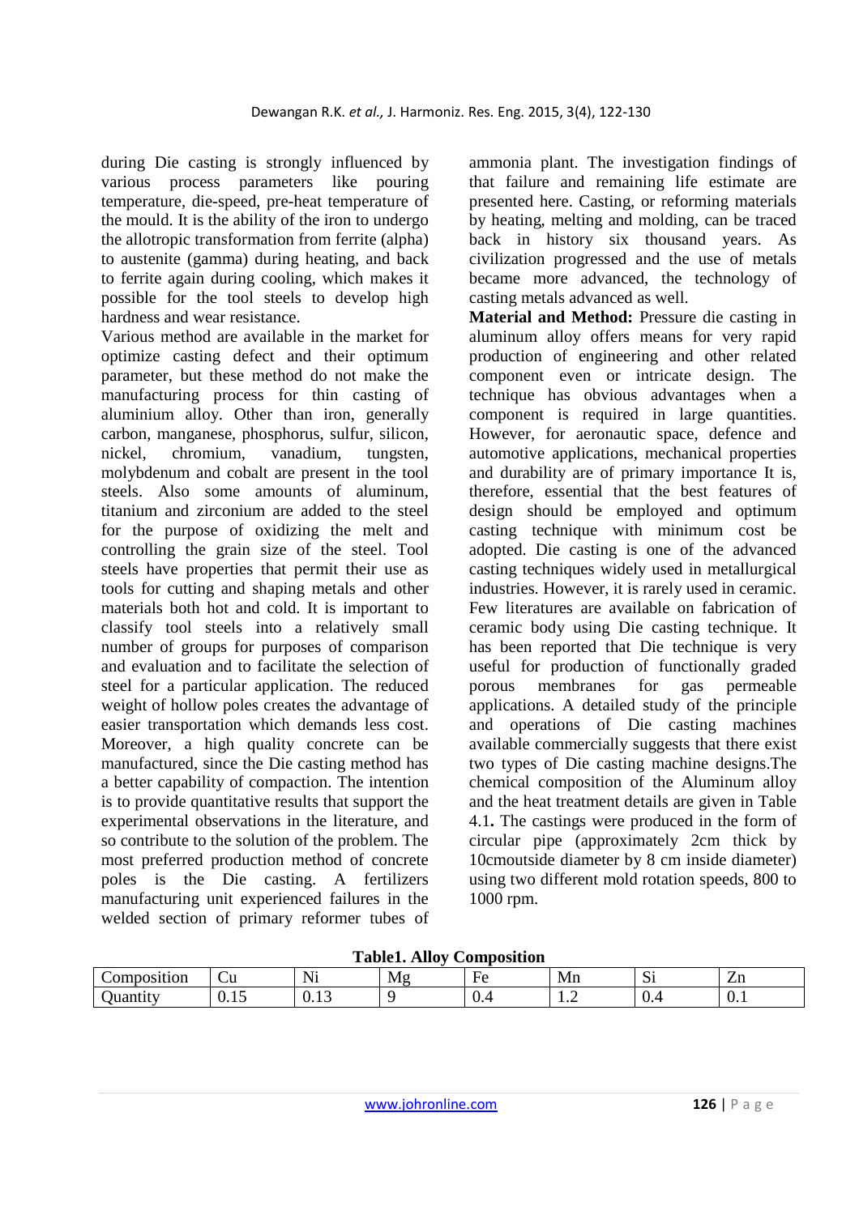during Die casting is strongly influenced by various process parameters like pouring temperature, die-speed, pre-heat temperature of the mould. It is the ability of the iron to undergo the allotropic transformation from ferrite (alpha) to austenite (gamma) during heating, and back to ferrite again during cooling, which makes it possible for the tool steels to develop high hardness and wear resistance.

Various method are available in the market for optimize casting defect and their optimum parameter, but these method do not make the manufacturing process for thin casting of aluminium alloy. Other than iron, generally carbon, manganese, phosphorus, sulfur, silicon, nickel, chromium, vanadium, tungsten, molybdenum and cobalt are present in the tool steels. Also some amounts of aluminum, titanium and zirconium are added to the steel for the purpose of oxidizing the melt and controlling the grain size of the steel. Tool steels have properties that permit their use as tools for cutting and shaping metals and other materials both hot and cold. It is important to classify tool steels into a relatively small number of groups for purposes of comparison and evaluation and to facilitate the selection of steel for a particular application. The reduced weight of hollow poles creates the advantage of easier transportation which demands less cost. Moreover, a high quality concrete can be manufactured, since the Die casting method has a better capability of compaction. The intention is to provide quantitative results that support the experimental observations in the literature, and so contribute to the solution of the problem. The most preferred production method of concrete poles is the Die casting. A fertilizers manufacturing unit experienced failures in the welded section of primary reformer tubes of ammonia plant. The investigation findings of that failure and remaining life estimate are presented here. Casting, or reforming materials by heating, melting and molding, can be traced back in history six thousand years. As civilization progressed and the use of metals became more advanced, the technology of casting metals advanced as well.

**Material and Method:** Pressure die casting in aluminum alloy offers means for very rapid production of engineering and other related component even or intricate design. The technique has obvious advantages when a component is required in large quantities. However, for aeronautic space, defence and automotive applications, mechanical properties and durability are of primary importance It is, therefore, essential that the best features of design should be employed and optimum casting technique with minimum cost be adopted. Die casting is one of the advanced casting techniques widely used in metallurgical industries. However, it is rarely used in ceramic. Few literatures are available on fabrication of ceramic body using Die casting technique. It has been reported that Die technique is very useful for production of functionally graded porous membranes for gas permeable applications. A detailed study of the principle and operations of Die casting machines available commercially suggests that there exist two types of Die casting machine designs.The chemical composition of the Aluminum alloy and the heat treatment details are given in Table 4.1**.** The castings were produced in the form of circular pipe (approximately 2cm thick by 10cmoutside diameter by 8 cm inside diameter) using two different mold rotation speeds, 800 to 1000 rpm.

**Table1. Alloy Composition**

| Composition | Cu | Ni | Mg | Fe | Mn | Si | Zn |
|---|---|---|---|---|---|---|---|
| Quantity | 0.15 | 0.13 | 9 | 0.4 | 1.2 | 0.4 | 0.1 |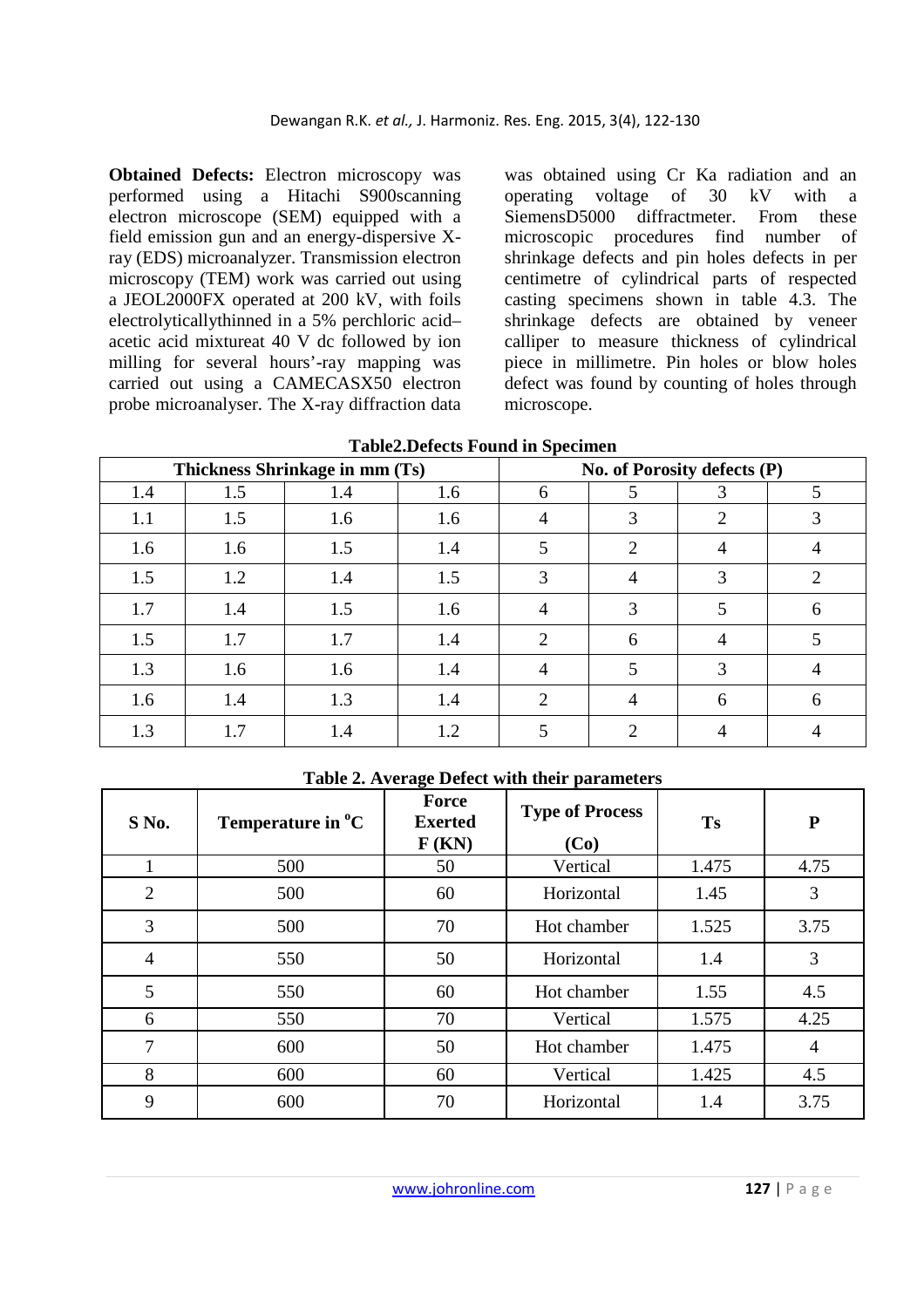**Obtained Defects:** Electron microscopy was performed using a Hitachi S900scanning electron microscope (SEM) equipped with a field emission gun and an energy-dispersive X-ray (EDS) microanalyzer. Transmission electron microscopy (TEM) work was carried out using a JEOL2000FX operated at 200 kV, with foils electrolyticallythinned in a 5% perchloric acid–acetic acid mixtureat 40 V dc followed by ion milling for several hours'-ray mapping was carried out using a CAMECASX50 electron probe microanalyser. The X-ray diffraction data was obtained using Cr Ka radiation and an operating voltage of 30 kV with a SiemensD5000 diffractmeter. From these microscopic procedures find number of shrinkage defects and pin holes defects in per centimetre of cylindrical parts of respected casting specimens shown in table 4.3. The shrinkage defects are obtained by veneer calliper to measure thickness of cylindrical piece in millimetre. Pin holes or blow holes defect was found by counting of holes through microscope.

**Table2.Defects Found in Specimen**

| Thickness Shrinkage in mm (Ts) | | | | No. of Porosity defects (P) | | | |
|---|---|---|---|---|---|---|---|
| 1.4 | 1.5 | 1.4 | 1.6 | 6 | 5 | 3 | 5 |
| 1.1 | 1.5 | 1.6 | 1.6 | 4 | 3 | 2 | 3 |
| 1.6 | 1.6 | 1.5 | 1.4 | 5 | 2 | 4 | 4 |
| 1.5 | 1.2 | 1.4 | 1.5 | 3 | 4 | 3 | 2 |
| 1.7 | 1.4 | 1.5 | 1.6 | 4 | 3 | 5 | 6 |
| 1.5 | 1.7 | 1.7 | 1.4 | 2 | 6 | 4 | 5 |
| 1.3 | 1.6 | 1.6 | 1.4 | 4 | 5 | 3 | 4 |
| 1.6 | 1.4 | 1.3 | 1.4 | 2 | 4 | 6 | 6 |
| 1.3 | 1.7 | 1.4 | 1.2 | 5 | 2 | 4 | 4 |

**Table 2. Average Defect with their parameters**

| S No. | Temperature in °C | Force Exerted F (KN) | Type of Process (Co) | Ts | P |
|---|---|---|---|---|---|
| 1 | 500 | 50 | Vertical | 1.475 | 4.75 |
| 2 | 500 | 60 | Horizontal | 1.45 | 3 |
| 3 | 500 | 70 | Hot chamber | 1.525 | 3.75 |
| 4 | 550 | 50 | Horizontal | 1.4 | 3 |
| 5 | 550 | 60 | Hot chamber | 1.55 | 4.5 |
| 6 | 550 | 70 | Vertical | 1.575 | 4.25 |
| 7 | 600 | 50 | Hot chamber | 1.475 | 4 |
| 8 | 600 | 60 | Vertical | 1.425 | 4.5 |
| 9 | 600 | 70 | Horizontal | 1.4 | 3.75 |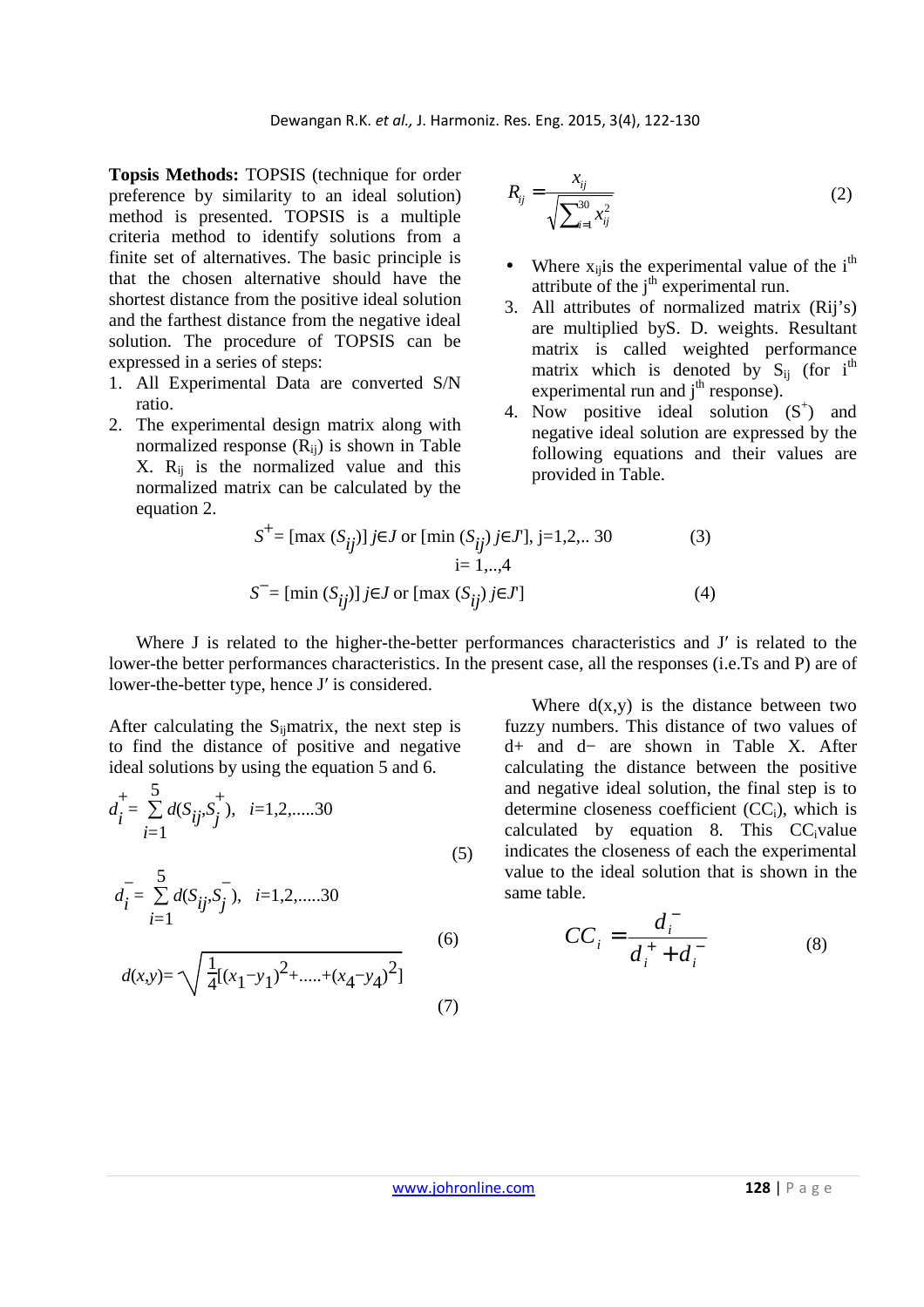**Topsis Methods:** TOPSIS (technique for order preference by similarity to an ideal solution) method is presented. TOPSIS is a multiple criteria method to identify solutions from a finite set of alternatives. The basic principle is that the chosen alternative should have the shortest distance from the positive ideal solution and the farthest distance from the negative ideal solution. The procedure of TOPSIS can be expressed in a series of steps:

1. All Experimental Data are converted S/N ratio.
2. The experimental design matrix along with normalized response ($R_{ij}$) is shown in Table X. $R_{ij}$ is the normalized value and this normalized matrix can be calculated by the equation 2.

$$R_{ij} = \frac{x_{ij}}{\sqrt{\sum_{i=1}^{30} x_{ij}^2}} \tag{2}$$

- Where $x_{ij}$is the experimental value of the i[th] attribute of the j[th] experimental run.

3. All attributes of normalized matrix (Rij's) are multiplied byS. D. weights. Resultant matrix is called weighted performance matrix which is denoted by $S_{ij}$ (for i[th] experimental run and j[th] response).
4. Now positive ideal solution ($S^+$) and negative ideal solution are expressed by the following equations and their values are provided in Table.

$$S^{+} = [\max (S_{ij})]\ j \in J \text{ or } [\min (S_{ij})\ j \in J'],\ j=1,2,..\ 30 \qquad i= 1,..,4 \tag{3}$$

$$S^{-} = [\min (S_{ij})]\ j \in J \text{ or } [\max (S_{ij})\ j \in J'] \tag{4}$$

Where J is related to the higher-the-better performances characteristics and J′ is related to the lower-the better performances characteristics. In the present case, all the responses (i.e.Ts and P) are of lower-the-better type, hence J′ is considered.

After calculating the $S_{ij}$matrix, the next step is to find the distance of positive and negative ideal solutions by using the equation 5 and 6.

$$d_i^{+} = \sum_{i=1}^{5} d(S_{ij}, S_j^{+}), \quad i=1,2,.....30 \tag{5}$$

$$d_i^{-} = \sum_{i=1}^{5} d(S_{ij}, S_j^{-}), \quad i=1,2,.....30 \tag{6}$$

$$d(x,y) = \sqrt{\frac{1}{4}[(x_1-y_1)^2+.....+(x_4-y_4)^2]} \tag{7}$$

Where d(x,y) is the distance between two fuzzy numbers. This distance of two values of d+ and d− are shown in Table X. After calculating the distance between the positive and negative ideal solution, the final step is to determine closeness coefficient ($CC_i$), which is calculated by equation 8. This $CC_i$value indicates the closeness of each the experimental value to the ideal solution that is shown in the same table.

$$CC_i = \frac{d_i^{-}}{d_i^{+} + d_i^{-}} \tag{8}$$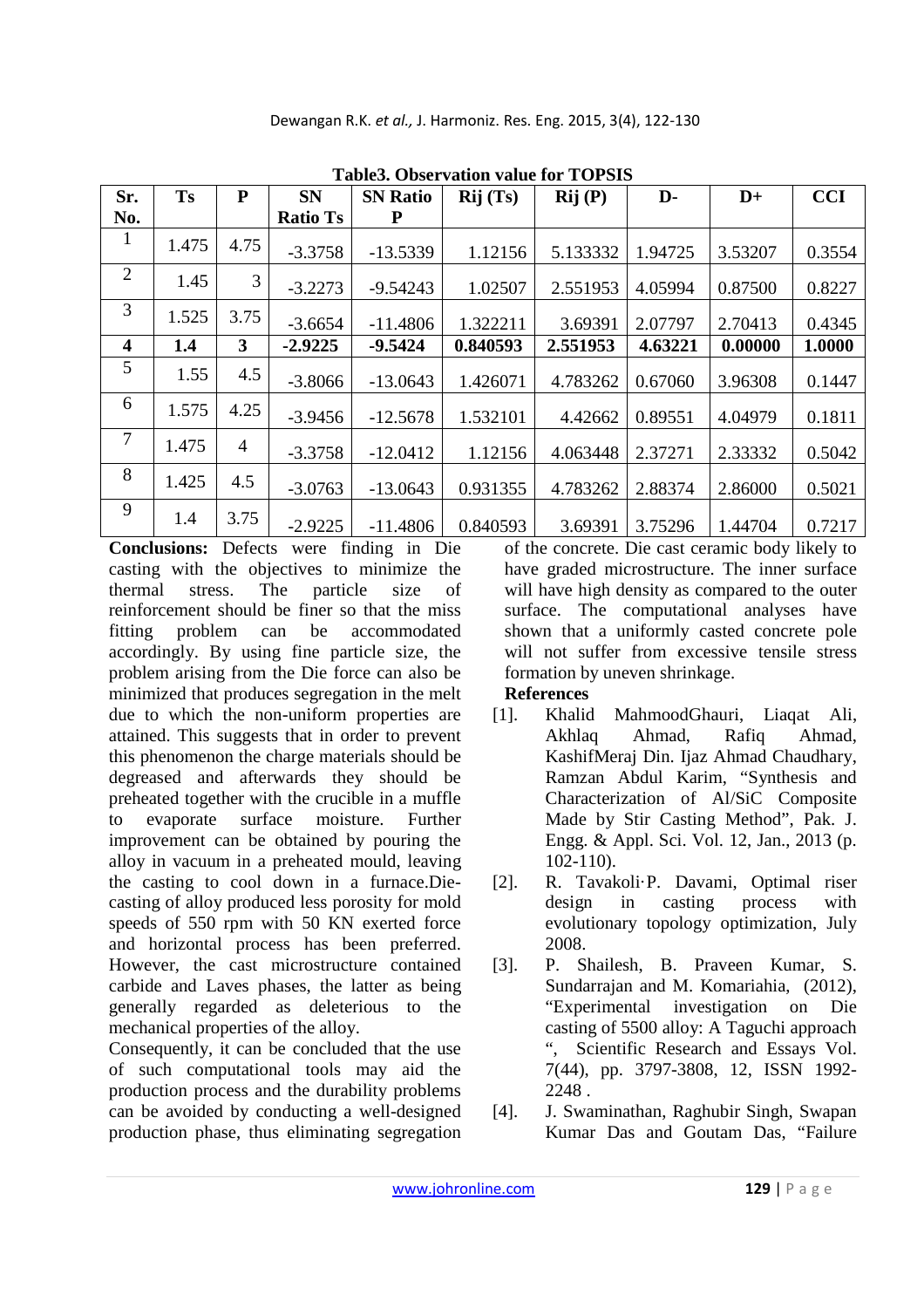**Table3. Observation value for TOPSIS**

| Sr. No. | Ts | P | SN Ratio Ts | SN Ratio P | Rij (Ts) | Rij (P) | D- | D+ | CCI |
|---|---|---|---|---|---|---|---|---|---|
| 1 | 1.475 | 4.75 | -3.3758 | -13.5339 | 1.12156 | 5.133332 | 1.94725 | 3.53207 | 0.3554 |
| 2 | 1.45 | 3 | -3.2273 | -9.54243 | 1.02507 | 2.551953 | 4.05994 | 0.87500 | 0.8227 |
| 3 | 1.525 | 3.75 | -3.6654 | -11.4806 | 1.322211 | 3.69391 | 2.07797 | 2.70413 | 0.4345 |
| **4** | **1.4** | **3** | **-2.9225** | **-9.5424** | **0.840593** | **2.551953** | **4.63221** | **0.00000** | **1.0000** |
| 5 | 1.55 | 4.5 | -3.8066 | -13.0643 | 1.426071 | 4.783262 | 0.67060 | 3.96308 | 0.1447 |
| 6 | 1.575 | 4.25 | -3.9456 | -12.5678 | 1.532101 | 4.42662 | 0.89551 | 4.04979 | 0.1811 |
| 7 | 1.475 | 4 | -3.3758 | -12.0412 | 1.12156 | 4.063448 | 2.37271 | 2.33332 | 0.5042 |
| 8 | 1.425 | 4.5 | -3.0763 | -13.0643 | 0.931355 | 4.783262 | 2.88374 | 2.86000 | 0.5021 |
| 9 | 1.4 | 3.75 | -2.9225 | -11.4806 | 0.840593 | 3.69391 | 3.75296 | 1.44704 | 0.7217 |

**Conclusions:** Defects were finding in Die casting with the objectives to minimize the thermal stress. The particle size of reinforcement should be finer so that the miss fitting problem can be accommodated accordingly. By using fine particle size, the problem arising from the Die force can also be minimized that produces segregation in the melt due to which the non-uniform properties are attained. This suggests that in order to prevent this phenomenon the charge materials should be degreased and afterwards they should be preheated together with the crucible in a muffle to evaporate surface moisture. Further improvement can be obtained by pouring the alloy in vacuum in a preheated mould, leaving the casting to cool down in a furnace.Die-casting of alloy produced less porosity for mold speeds of 550 rpm with 50 KN exerted force and horizontal process has been preferred. However, the cast microstructure contained carbide and Laves phases, the latter as being generally regarded as deleterious to the mechanical properties of the alloy.

Consequently, it can be concluded that the use of such computational tools may aid the production process and the durability problems can be avoided by conducting a well-designed production phase, thus eliminating segregation of the concrete. Die cast ceramic body likely to have graded microstructure. The inner surface will have high density as compared to the outer surface. The computational analyses have shown that a uniformly casted concrete pole will not suffer from excessive tensile stress formation by uneven shrinkage.

**References**

[1]. Khalid MahmoodGhauri, Liaqat Ali, Akhlaq Ahmad, Rafiq Ahmad, KashifMeraj Din. Ijaz Ahmad Chaudhary, Ramzan Abdul Karim, "Synthesis and Characterization of Al/SiC Composite Made by Stir Casting Method", Pak. J. Engg. & Appl. Sci. Vol. 12, Jan., 2013 (p. 102-110).

[2]. R. Tavakoli·P. Davami, Optimal riser design in casting process with evolutionary topology optimization, July 2008.

[3]. P. Shailesh, B. Praveen Kumar, S. Sundarrajan and M. Komariahia, (2012), "Experimental investigation on Die casting of 5500 alloy: A Taguchi approach ", Scientific Research and Essays Vol. 7(44), pp. 3797-3808, 12, ISSN 1992-2248 .

[4]. J. Swaminathan, Raghubir Singh, Swapan Kumar Das and Goutam Das, "Failure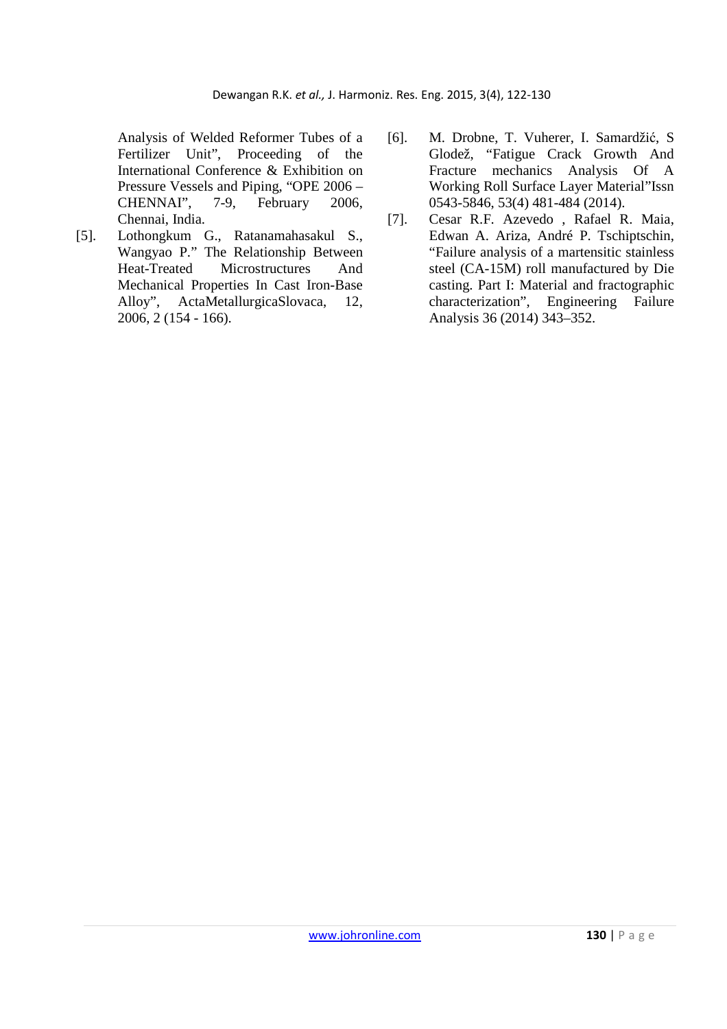Analysis of Welded Reformer Tubes of a Fertilizer Unit", Proceeding of the International Conference & Exhibition on Pressure Vessels and Piping, "OPE 2006 – CHENNAI", 7-9, February 2006, Chennai, India.

[5]. Lothongkum G., Ratanamahasakul S., Wangyao P." The Relationship Between Heat-Treated Microstructures And Mechanical Properties In Cast Iron-Base Alloy", ActaMetallurgicaSlovaca, 12, 2006, 2 (154 - 166).

[6]. M. Drobne, T. Vuherer, I. Samardžić, S Glodež, "Fatigue Crack Growth And Fracture mechanics Analysis Of A Working Roll Surface Layer Material"Issn 0543-5846, 53(4) 481-484 (2014).

[7]. Cesar R.F. Azevedo , Rafael R. Maia, Edwan A. Ariza, André P. Tschiptschin, "Failure analysis of a martensitic stainless steel (CA-15M) roll manufactured by Die casting. Part I: Material and fractographic characterization", Engineering Failure Analysis 36 (2014) 343–352.